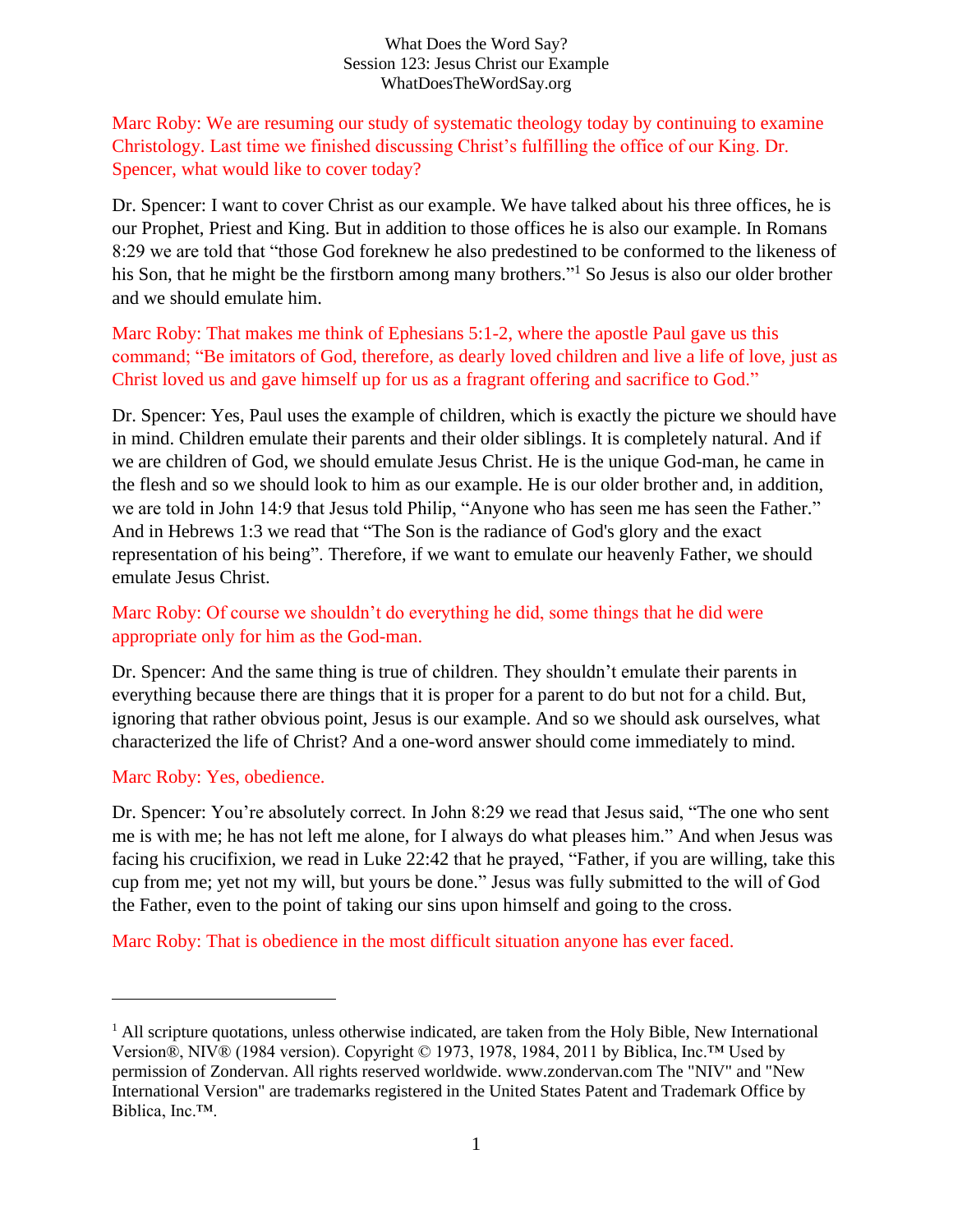What Does the Word Say?
Session 123: Jesus Christ our Example
WhatDoesTheWordSay.org

Marc Roby: We are resuming our study of systematic theology today by continuing to examine Christology. Last time we finished discussing Christ's fulfilling the office of our King. Dr. Spencer, what would like to cover today?

Dr. Spencer: I want to cover Christ as our example. We have talked about his three offices, he is our Prophet, Priest and King. But in addition to those offices he is also our example. In Romans 8:29 we are told that "those God foreknew he also predestined to be conformed to the likeness of his Son, that he might be the firstborn among many brothers."[1] So Jesus is also our older brother and we should emulate him.

Marc Roby: That makes me think of Ephesians 5:1-2, where the apostle Paul gave us this command; "Be imitators of God, therefore, as dearly loved children and live a life of love, just as Christ loved us and gave himself up for us as a fragrant offering and sacrifice to God."

Dr. Spencer: Yes, Paul uses the example of children, which is exactly the picture we should have in mind. Children emulate their parents and their older siblings. It is completely natural. And if we are children of God, we should emulate Jesus Christ. He is the unique God-man, he came in the flesh and so we should look to him as our example. He is our older brother and, in addition, we are told in John 14:9 that Jesus told Philip, "Anyone who has seen me has seen the Father." And in Hebrews 1:3 we read that "The Son is the radiance of God's glory and the exact representation of his being". Therefore, if we want to emulate our heavenly Father, we should emulate Jesus Christ.

Marc Roby: Of course we shouldn't do everything he did, some things that he did were appropriate only for him as the God-man.

Dr. Spencer: And the same thing is true of children. They shouldn't emulate their parents in everything because there are things that it is proper for a parent to do but not for a child. But, ignoring that rather obvious point, Jesus is our example. And so we should ask ourselves, what characterized the life of Christ? And a one-word answer should come immediately to mind.

Marc Roby: Yes, obedience.

Dr. Spencer: You're absolutely correct. In John 8:29 we read that Jesus said, "The one who sent me is with me; he has not left me alone, for I always do what pleases him." And when Jesus was facing his crucifixion, we read in Luke 22:42 that he prayed, "Father, if you are willing, take this cup from me; yet not my will, but yours be done." Jesus was fully submitted to the will of God the Father, even to the point of taking our sins upon himself and going to the cross.

Marc Roby: That is obedience in the most difficult situation anyone has ever faced.

---

[1] All scripture quotations, unless otherwise indicated, are taken from the Holy Bible, New International Version®, NIV® (1984 version). Copyright © 1973, 1978, 1984, 2011 by Biblica, Inc.™ Used by permission of Zondervan. All rights reserved worldwide. www.zondervan.com The "NIV" and "New International Version" are trademarks registered in the United States Patent and Trademark Office by Biblica, Inc.™.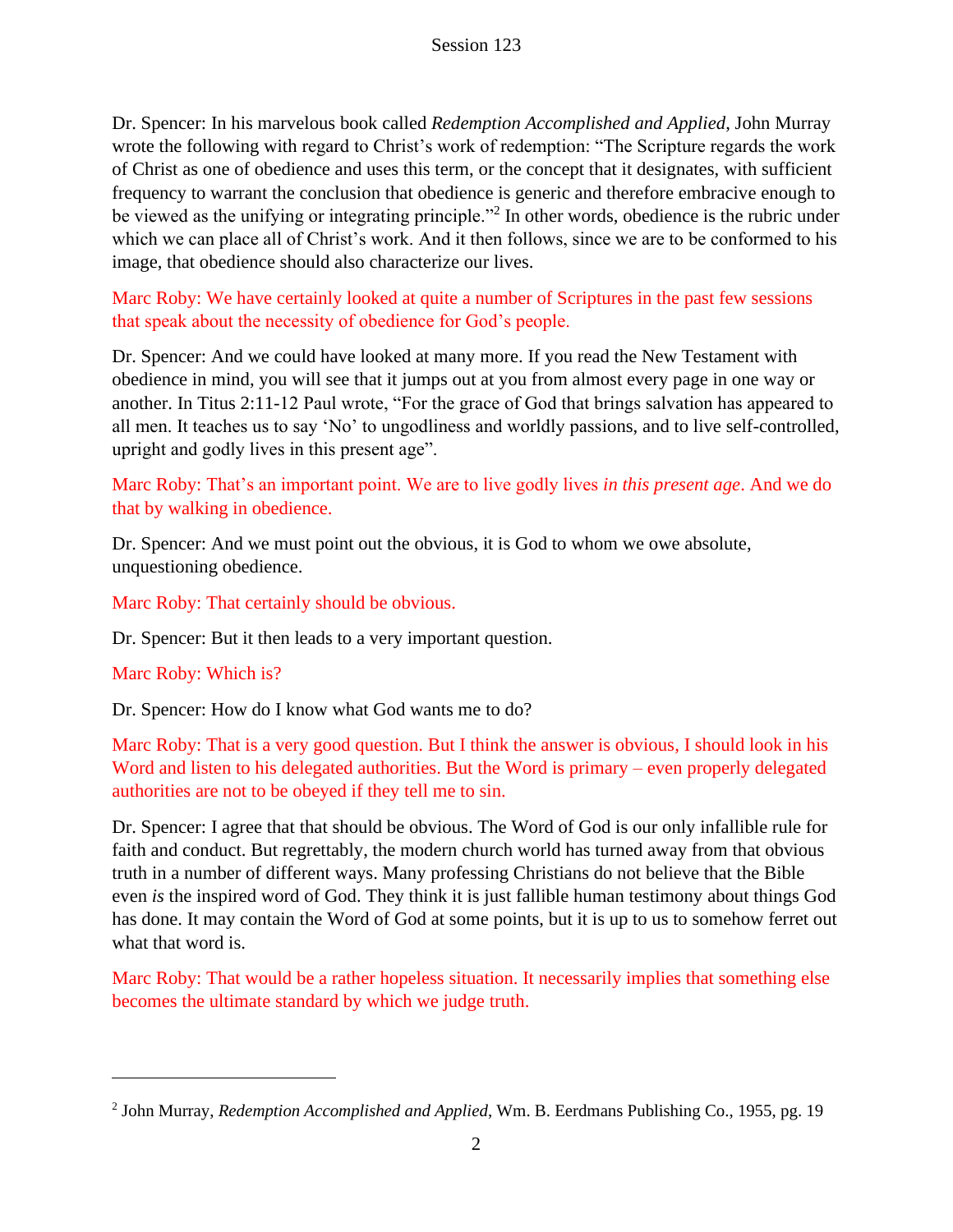Dr. Spencer: In his marvelous book called *Redemption Accomplished and Applied*, John Murray wrote the following with regard to Christ's work of redemption: "The Scripture regards the work of Christ as one of obedience and uses this term, or the concept that it designates, with sufficient frequency to warrant the conclusion that obedience is generic and therefore embracive enough to be viewed as the unifying or integrating principle."[2] In other words, obedience is the rubric under which we can place all of Christ's work. And it then follows, since we are to be conformed to his image, that obedience should also characterize our lives.

Marc Roby: We have certainly looked at quite a number of Scriptures in the past few sessions that speak about the necessity of obedience for God's people.

Dr. Spencer: And we could have looked at many more. If you read the New Testament with obedience in mind, you will see that it jumps out at you from almost every page in one way or another. In Titus 2:11-12 Paul wrote, "For the grace of God that brings salvation has appeared to all men. It teaches us to say 'No' to ungodliness and worldly passions, and to live self-controlled, upright and godly lives in this present age".

Marc Roby: That's an important point. We are to live godly lives *in this present age*. And we do that by walking in obedience.

Dr. Spencer: And we must point out the obvious, it is God to whom we owe absolute, unquestioning obedience.

Marc Roby: That certainly should be obvious.

Dr. Spencer: But it then leads to a very important question.

Marc Roby: Which is?

Dr. Spencer: How do I know what God wants me to do?

Marc Roby: That is a very good question. But I think the answer is obvious, I should look in his Word and listen to his delegated authorities. But the Word is primary – even properly delegated authorities are not to be obeyed if they tell me to sin.

Dr. Spencer: I agree that that should be obvious. The Word of God is our only infallible rule for faith and conduct. But regrettably, the modern church world has turned away from that obvious truth in a number of different ways. Many professing Christians do not believe that the Bible even *is* the inspired word of God. They think it is just fallible human testimony about things God has done. It may contain the Word of God at some points, but it is up to us to somehow ferret out what that word is.

Marc Roby: That would be a rather hopeless situation. It necessarily implies that something else becomes the ultimate standard by which we judge truth.

---

[2] John Murray, *Redemption Accomplished and Applied*, Wm. B. Eerdmans Publishing Co., 1955, pg. 19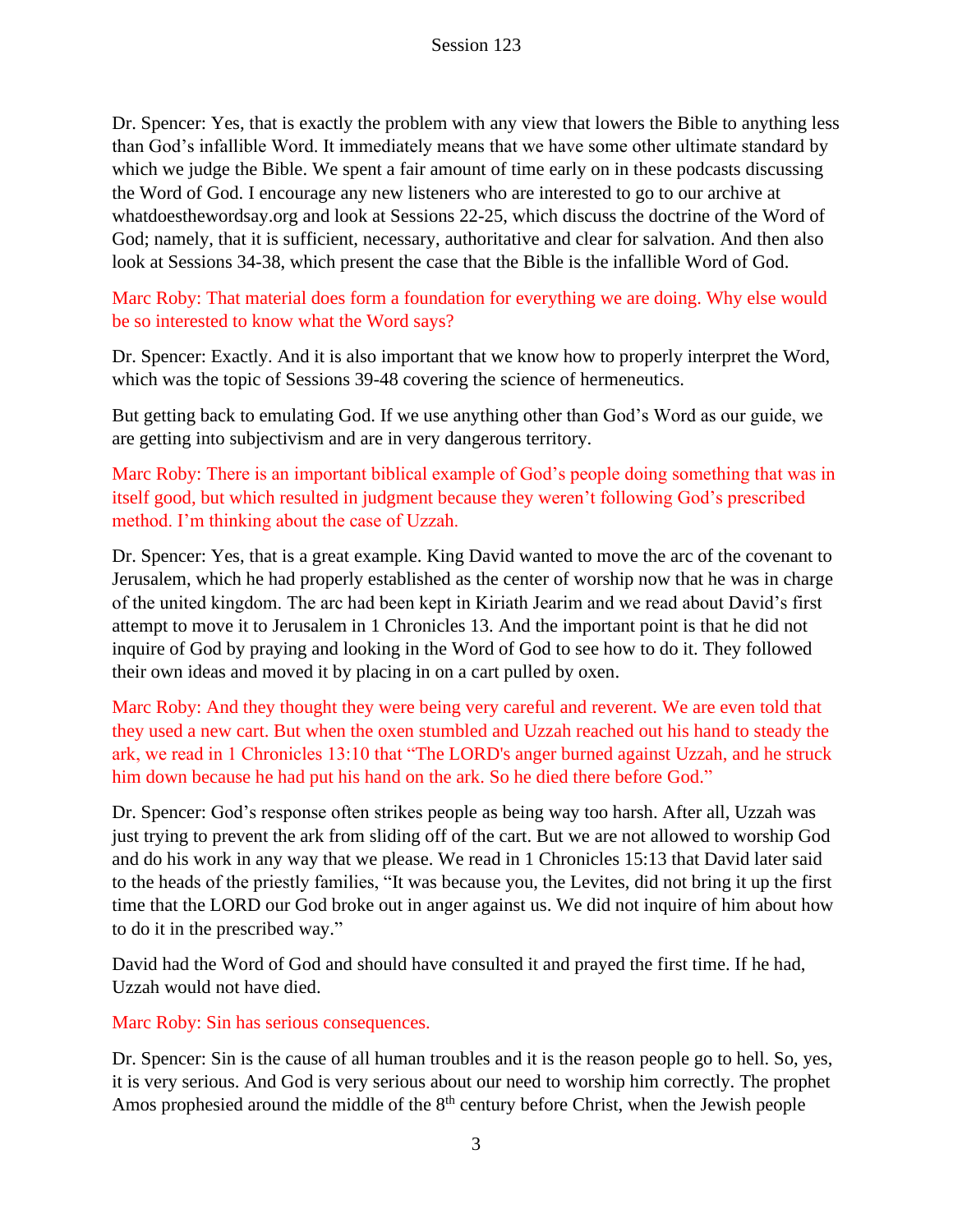Dr. Spencer: Yes, that is exactly the problem with any view that lowers the Bible to anything less than God's infallible Word. It immediately means that we have some other ultimate standard by which we judge the Bible. We spent a fair amount of time early on in these podcasts discussing the Word of God. I encourage any new listeners who are interested to go to our archive at whatdoesthewordsay.org and look at Sessions 22-25, which discuss the doctrine of the Word of God; namely, that it is sufficient, necessary, authoritative and clear for salvation. And then also look at Sessions 34-38, which present the case that the Bible is the infallible Word of God.

Marc Roby: That material does form a foundation for everything we are doing. Why else would be so interested to know what the Word says?

Dr. Spencer: Exactly. And it is also important that we know how to properly interpret the Word, which was the topic of Sessions 39-48 covering the science of hermeneutics.

But getting back to emulating God. If we use anything other than God's Word as our guide, we are getting into subjectivism and are in very dangerous territory.

Marc Roby: There is an important biblical example of God's people doing something that was in itself good, but which resulted in judgment because they weren't following God's prescribed method. I'm thinking about the case of Uzzah.

Dr. Spencer: Yes, that is a great example. King David wanted to move the arc of the covenant to Jerusalem, which he had properly established as the center of worship now that he was in charge of the united kingdom. The arc had been kept in Kiriath Jearim and we read about David's first attempt to move it to Jerusalem in 1 Chronicles 13. And the important point is that he did not inquire of God by praying and looking in the Word of God to see how to do it. They followed their own ideas and moved it by placing in on a cart pulled by oxen.

Marc Roby: And they thought they were being very careful and reverent. We are even told that they used a new cart. But when the oxen stumbled and Uzzah reached out his hand to steady the ark, we read in 1 Chronicles 13:10 that "The LORD's anger burned against Uzzah, and he struck him down because he had put his hand on the ark. So he died there before God."

Dr. Spencer: God's response often strikes people as being way too harsh. After all, Uzzah was just trying to prevent the ark from sliding off of the cart. But we are not allowed to worship God and do his work in any way that we please. We read in 1 Chronicles 15:13 that David later said to the heads of the priestly families, "It was because you, the Levites, did not bring it up the first time that the LORD our God broke out in anger against us. We did not inquire of him about how to do it in the prescribed way."

David had the Word of God and should have consulted it and prayed the first time. If he had, Uzzah would not have died.

Marc Roby: Sin has serious consequences.

Dr. Spencer: Sin is the cause of all human troubles and it is the reason people go to hell. So, yes, it is very serious. And God is very serious about our need to worship him correctly. The prophet Amos prophesied around the middle of the 8th century before Christ, when the Jewish people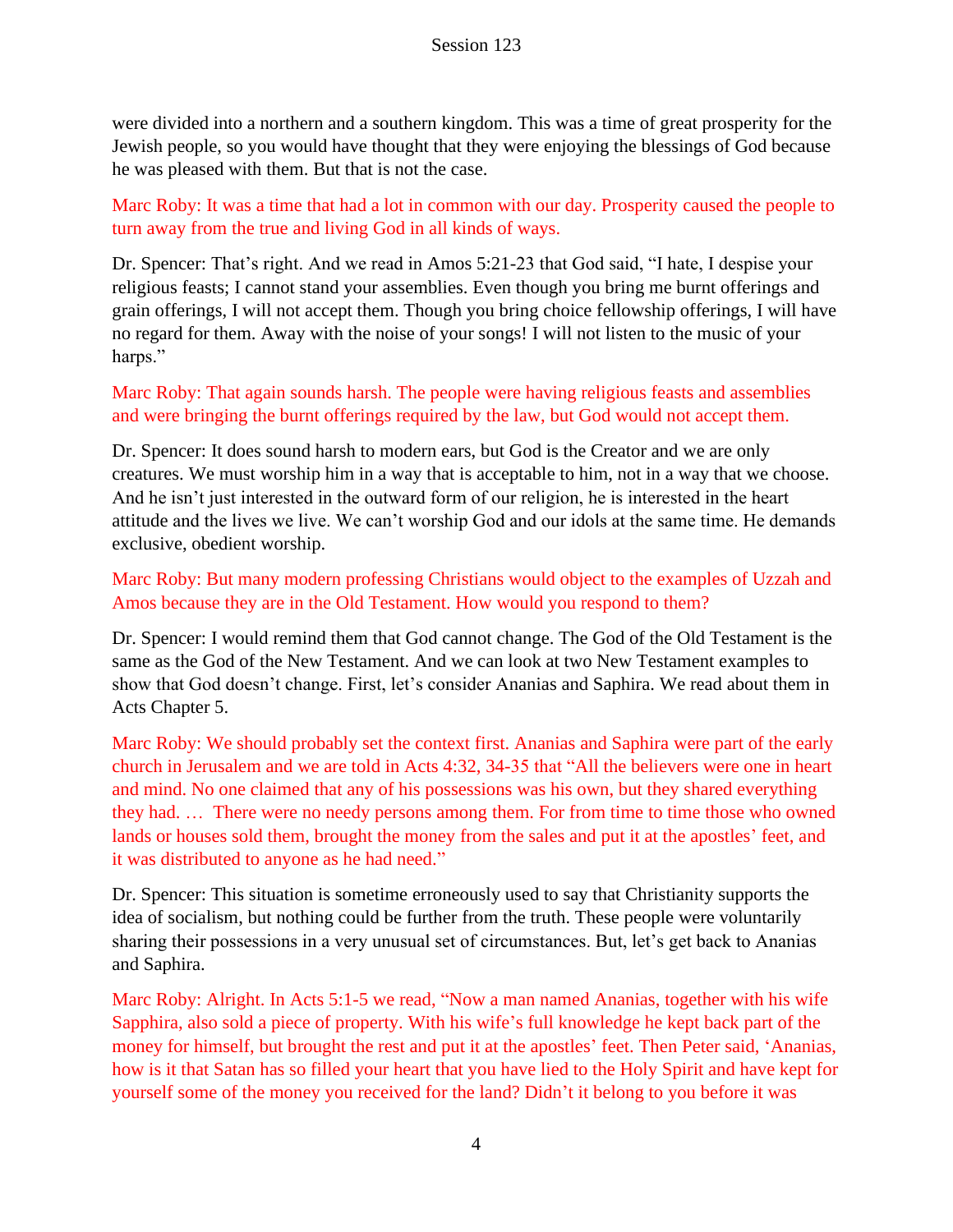were divided into a northern and a southern kingdom. This was a time of great prosperity for the Jewish people, so you would have thought that they were enjoying the blessings of God because he was pleased with them. But that is not the case.

Marc Roby: It was a time that had a lot in common with our day. Prosperity caused the people to turn away from the true and living God in all kinds of ways.

Dr. Spencer: That's right. And we read in Amos 5:21-23 that God said, "I hate, I despise your religious feasts; I cannot stand your assemblies. Even though you bring me burnt offerings and grain offerings, I will not accept them. Though you bring choice fellowship offerings, I will have no regard for them. Away with the noise of your songs! I will not listen to the music of your harps."

Marc Roby: That again sounds harsh. The people were having religious feasts and assemblies and were bringing the burnt offerings required by the law, but God would not accept them.

Dr. Spencer: It does sound harsh to modern ears, but God is the Creator and we are only creatures. We must worship him in a way that is acceptable to him, not in a way that we choose. And he isn't just interested in the outward form of our religion, he is interested in the heart attitude and the lives we live. We can't worship God and our idols at the same time. He demands exclusive, obedient worship.

Marc Roby: But many modern professing Christians would object to the examples of Uzzah and Amos because they are in the Old Testament. How would you respond to them?

Dr. Spencer: I would remind them that God cannot change. The God of the Old Testament is the same as the God of the New Testament. And we can look at two New Testament examples to show that God doesn't change. First, let's consider Ananias and Saphira. We read about them in Acts Chapter 5.

Marc Roby: We should probably set the context first. Ananias and Saphira were part of the early church in Jerusalem and we are told in Acts 4:32, 34-35 that "All the believers were one in heart and mind. No one claimed that any of his possessions was his own, but they shared everything they had. … There were no needy persons among them. For from time to time those who owned lands or houses sold them, brought the money from the sales and put it at the apostles' feet, and it was distributed to anyone as he had need."

Dr. Spencer: This situation is sometime erroneously used to say that Christianity supports the idea of socialism, but nothing could be further from the truth. These people were voluntarily sharing their possessions in a very unusual set of circumstances. But, let's get back to Ananias and Saphira.

Marc Roby: Alright. In Acts 5:1-5 we read, "Now a man named Ananias, together with his wife Sapphira, also sold a piece of property. With his wife's full knowledge he kept back part of the money for himself, but brought the rest and put it at the apostles' feet. Then Peter said, 'Ananias, how is it that Satan has so filled your heart that you have lied to the Holy Spirit and have kept for yourself some of the money you received for the land? Didn't it belong to you before it was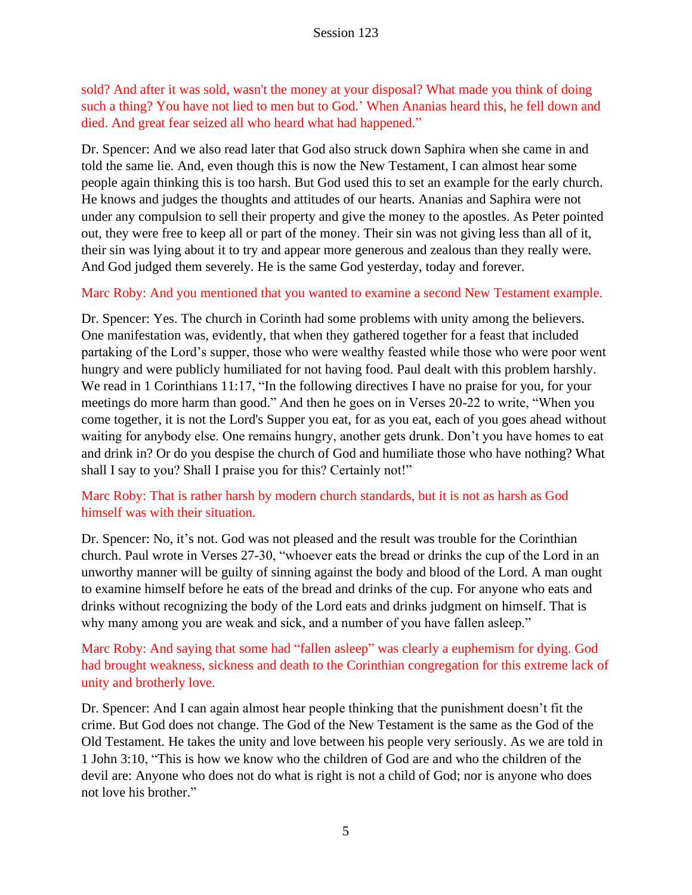sold? And after it was sold, wasn't the money at your disposal? What made you think of doing such a thing? You have not lied to men but to God.' When Ananias heard this, he fell down and died. And great fear seized all who heard what had happened."

Dr. Spencer: And we also read later that God also struck down Saphira when she came in and told the same lie. And, even though this is now the New Testament, I can almost hear some people again thinking this is too harsh. But God used this to set an example for the early church. He knows and judges the thoughts and attitudes of our hearts. Ananias and Saphira were not under any compulsion to sell their property and give the money to the apostles. As Peter pointed out, they were free to keep all or part of the money. Their sin was not giving less than all of it, their sin was lying about it to try and appear more generous and zealous than they really were. And God judged them severely. He is the same God yesterday, today and forever.

Marc Roby: And you mentioned that you wanted to examine a second New Testament example.

Dr. Spencer: Yes. The church in Corinth had some problems with unity among the believers. One manifestation was, evidently, that when they gathered together for a feast that included partaking of the Lord's supper, those who were wealthy feasted while those who were poor went hungry and were publicly humiliated for not having food. Paul dealt with this problem harshly. We read in 1 Corinthians 11:17, "In the following directives I have no praise for you, for your meetings do more harm than good." And then he goes on in Verses 20-22 to write, "When you come together, it is not the Lord's Supper you eat, for as you eat, each of you goes ahead without waiting for anybody else. One remains hungry, another gets drunk. Don't you have homes to eat and drink in? Or do you despise the church of God and humiliate those who have nothing? What shall I say to you? Shall I praise you for this? Certainly not!"

Marc Roby: That is rather harsh by modern church standards, but it is not as harsh as God himself was with their situation.

Dr. Spencer: No, it's not. God was not pleased and the result was trouble for the Corinthian church. Paul wrote in Verses 27-30, "whoever eats the bread or drinks the cup of the Lord in an unworthy manner will be guilty of sinning against the body and blood of the Lord. A man ought to examine himself before he eats of the bread and drinks of the cup. For anyone who eats and drinks without recognizing the body of the Lord eats and drinks judgment on himself. That is why many among you are weak and sick, and a number of you have fallen asleep."

Marc Roby: And saying that some had "fallen asleep" was clearly a euphemism for dying. God had brought weakness, sickness and death to the Corinthian congregation for this extreme lack of unity and brotherly love.

Dr. Spencer: And I can again almost hear people thinking that the punishment doesn't fit the crime. But God does not change. The God of the New Testament is the same as the God of the Old Testament. He takes the unity and love between his people very seriously. As we are told in 1 John 3:10, "This is how we know who the children of God are and who the children of the devil are: Anyone who does not do what is right is not a child of God; nor is anyone who does not love his brother."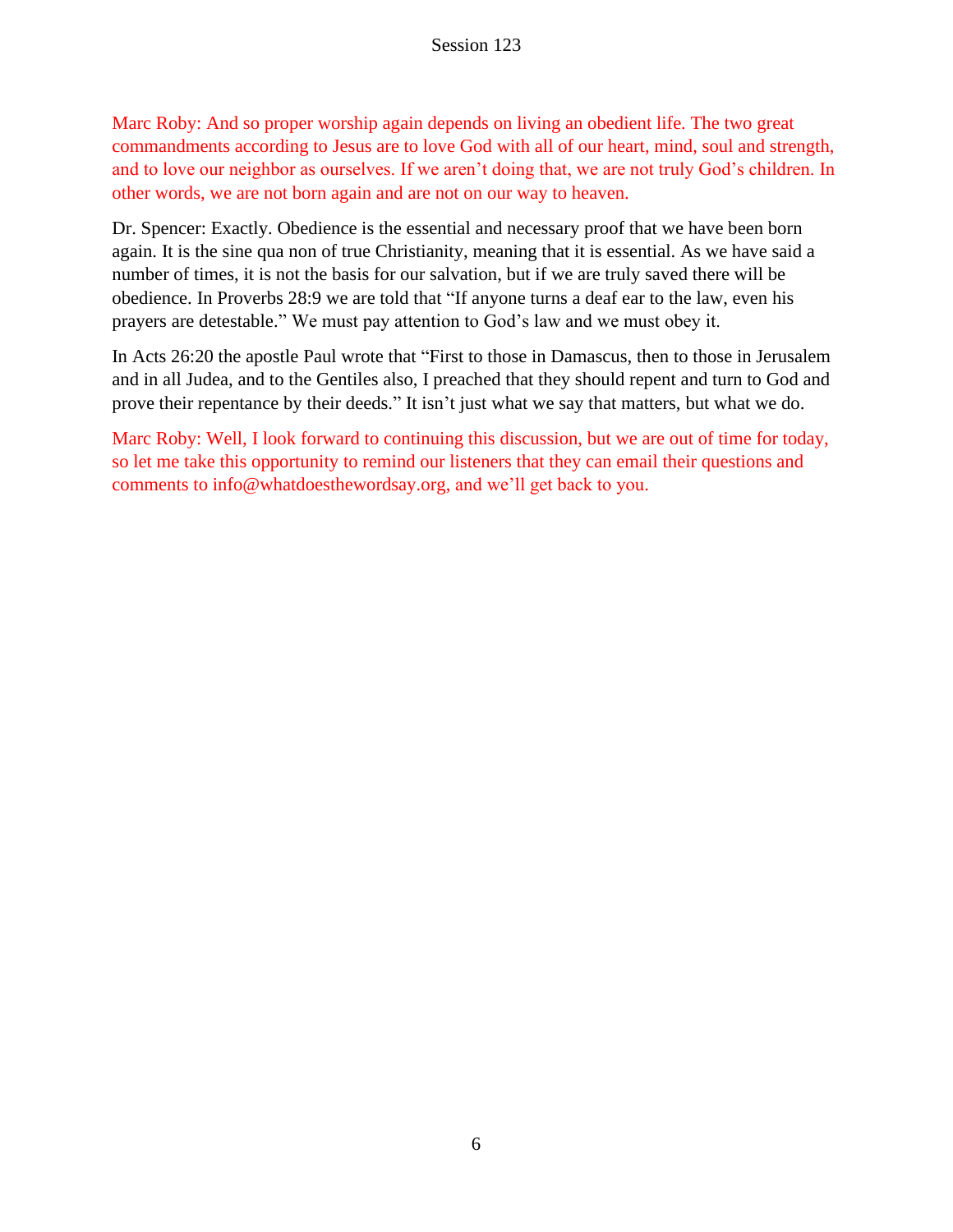Marc Roby: And so proper worship again depends on living an obedient life. The two great commandments according to Jesus are to love God with all of our heart, mind, soul and strength, and to love our neighbor as ourselves. If we aren't doing that, we are not truly God's children. In other words, we are not born again and are not on our way to heaven.

Dr. Spencer: Exactly. Obedience is the essential and necessary proof that we have been born again. It is the sine qua non of true Christianity, meaning that it is essential. As we have said a number of times, it is not the basis for our salvation, but if we are truly saved there will be obedience. In Proverbs 28:9 we are told that "If anyone turns a deaf ear to the law, even his prayers are detestable." We must pay attention to God's law and we must obey it.

In Acts 26:20 the apostle Paul wrote that "First to those in Damascus, then to those in Jerusalem and in all Judea, and to the Gentiles also, I preached that they should repent and turn to God and prove their repentance by their deeds." It isn't just what we say that matters, but what we do.

Marc Roby: Well, I look forward to continuing this discussion, but we are out of time for today, so let me take this opportunity to remind our listeners that they can email their questions and comments to info@whatdoesthewordsay.org, and we'll get back to you.